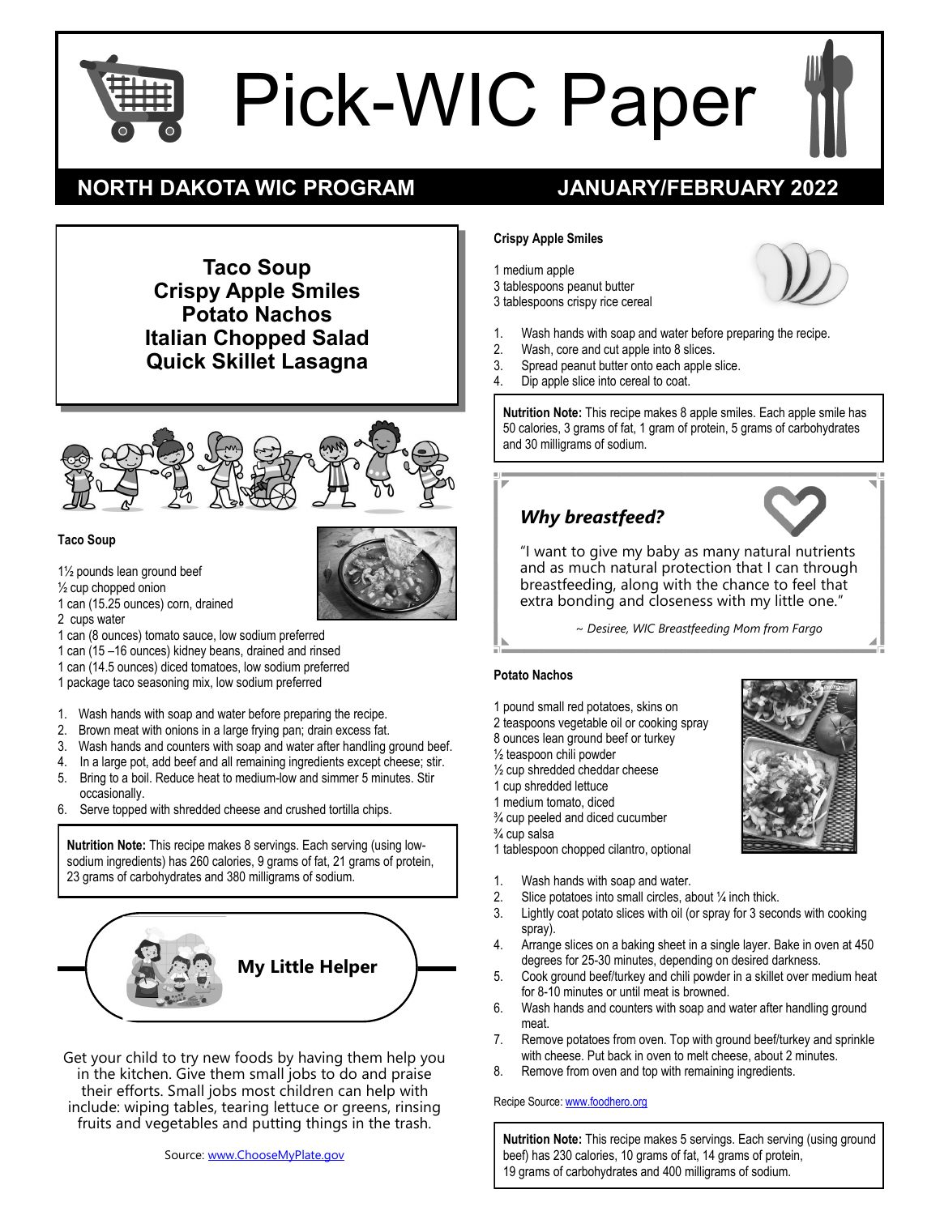# Pick-WIC Paper

## NORTH DAKOTA WIC PROGRAM — JANUARY/FEBRUARY 2022

**Taco Soup**
**Crispy Apple Smiles**
**Potato Nachos**
**Italian Chopped Salad**
**Quick Skillet Lasagna**

### Taco Soup

1½ pounds lean ground beef
½ cup chopped onion
1 can (15.25 ounces) corn, drained
2 cups water
1 can (8 ounces) tomato sauce, low sodium preferred
1 can (15 –16 ounces) kidney beans, drained and rinsed
1 can (14.5 ounces) diced tomatoes, low sodium preferred
1 package taco seasoning mix, low sodium preferred

1. Wash hands with soap and water before preparing the recipe.
2. Brown meat with onions in a large frying pan; drain excess fat.
3. Wash hands and counters with soap and water after handling ground beef.
4. In a large pot, add beef and all remaining ingredients except cheese; stir.
5. Bring to a boil. Reduce heat to medium-low and simmer 5 minutes. Stir occasionally.
6. Serve topped with shredded cheese and crushed tortilla chips.

**Nutrition Note:** This recipe makes 8 servings. Each serving (using low-sodium ingredients) has 260 calories, 9 grams of fat, 21 grams of protein, 23 grams of carbohydrates and 380 milligrams of sodium.

### My Little Helper

Get your child to try new foods by having them help you in the kitchen. Give them small jobs to do and praise their efforts. Small jobs most children can help with include: wiping tables, tearing lettuce or greens, rinsing fruits and vegetables and putting things in the trash.

Source: www.ChooseMyPlate.gov

### Crispy Apple Smiles

1 medium apple
3 tablespoons peanut butter
3 tablespoons crispy rice cereal

1. Wash hands with soap and water before preparing the recipe.
2. Wash, core and cut apple into 8 slices.
3. Spread peanut butter onto each apple slice.
4. Dip apple slice into cereal to coat.

**Nutrition Note:** This recipe makes 8 apple smiles. Each apple smile has 50 calories, 3 grams of fat, 1 gram of protein, 5 grams of carbohydrates and 30 milligrams of sodium.

### *Why breastfeed?*

"I want to give my baby as many natural nutrients and as much natural protection that I can through breastfeeding, along with the chance to feel that extra bonding and closeness with my little one."

*~ Desiree, WIC Breastfeeding Mom from Fargo*

### Potato Nachos

1 pound small red potatoes, skins on
2 teaspoons vegetable oil or cooking spray
8 ounces lean ground beef or turkey
½ teaspoon chili powder
½ cup shredded cheddar cheese
1 cup shredded lettuce
1 medium tomato, diced
¾ cup peeled and diced cucumber
¾ cup salsa
1 tablespoon chopped cilantro, optional

1. Wash hands with soap and water.
2. Slice potatoes into small circles, about ¼ inch thick.
3. Lightly coat potato slices with oil (or spray for 3 seconds with cooking spray).
4. Arrange slices on a baking sheet in a single layer. Bake in oven at 450 degrees for 25-30 minutes, depending on desired darkness.
5. Cook ground beef/turkey and chili powder in a skillet over medium heat for 8-10 minutes or until meat is browned.
6. Wash hands and counters with soap and water after handling ground meat.
7. Remove potatoes from oven. Top with ground beef/turkey and sprinkle with cheese. Put back in oven to melt cheese, about 2 minutes.
8. Remove from oven and top with remaining ingredients.

Recipe Source: www.foodhero.org

**Nutrition Note:** This recipe makes 5 servings. Each serving (using ground beef) has 230 calories, 10 grams of fat, 14 grams of protein, 19 grams of carbohydrates and 400 milligrams of sodium.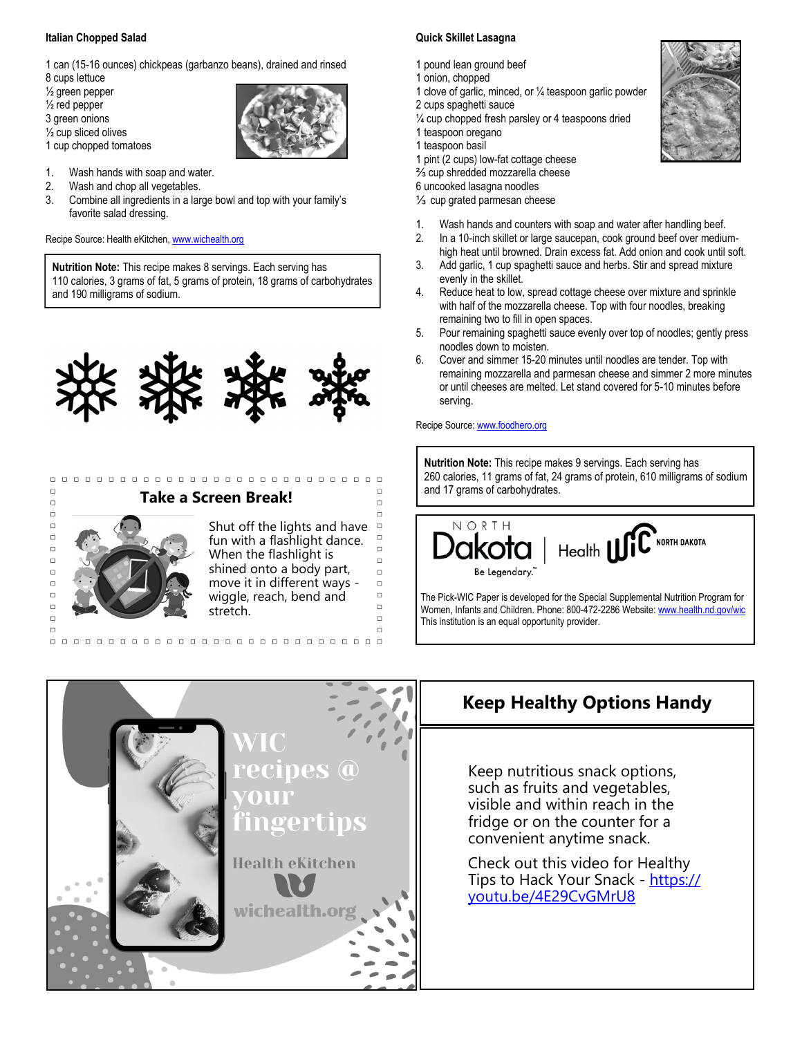## Italian Chopped Salad

1 can (15-16 ounces) chickpeas (garbanzo beans), drained and rinsed
8 cups lettuce
½ green pepper
½ red pepper
3 green onions
½ cup sliced olives
1 cup chopped tomatoes

1. Wash hands with soap and water.
2. Wash and chop all vegetables.
3. Combine all ingredients in a large bowl and top with your family's favorite salad dressing.

Recipe Source: Health eKitchen, www.wichealth.org

**Nutrition Note:** This recipe makes 8 servings. Each serving has 110 calories, 3 grams of fat, 5 grams of protein, 18 grams of carbohydrates and 190 milligrams of sodium.

## Take a Screen Break!

Shut off the lights and have fun with a flashlight dance. When the flashlight is shined onto a body part, move it in different ways - wiggle, reach, bend and stretch.

## Quick Skillet Lasagna

1 pound lean ground beef
1 onion, chopped
1 clove of garlic, minced, or ¼ teaspoon garlic powder
2 cups spaghetti sauce
¼ cup chopped fresh parsley or 4 teaspoons dried
1 teaspoon oregano
1 teaspoon basil
1 pint (2 cups) low-fat cottage cheese
⅔ cup shredded mozzarella cheese
6 uncooked lasagna noodles
⅓ cup grated parmesan cheese

1. Wash hands and counters with soap and water after handling beef.
2. In a 10-inch skillet or large saucepan, cook ground beef over medium-high heat until browned. Drain excess fat. Add onion and cook until soft.
3. Add garlic, 1 cup spaghetti sauce and herbs. Stir and spread mixture evenly in the skillet.
4. Reduce heat to low, spread cottage cheese over mixture and sprinkle with half of the mozzarella cheese. Top with four noodles, breaking remaining two to fill in open spaces.
5. Pour remaining spaghetti sauce evenly over top of noodles; gently press noodles down to moisten.
6. Cover and simmer 15-20 minutes until noodles are tender. Top with remaining mozzarella and parmesan cheese and simmer 2 more minutes or until cheeses are melted. Let stand covered for 5-10 minutes before serving.

Recipe Source: www.foodhero.org

**Nutrition Note:** This recipe makes 9 servings. Each serving has 260 calories, 11 grams of fat, 24 grams of protein, 610 milligrams of sodium and 17 grams of carbohydrates.

NORTH Dakota | Health WIC NORTH DAKOTA
Be Legendary.™

The Pick-WIC Paper is developed for the Special Supplemental Nutrition Program for Women, Infants and Children. Phone: 800-472-2286 Website: www.health.nd.gov/wic
This institution is an equal opportunity provider.

WIC recipes @ your fingertips

Health eKitchen

wichealth.org

## Keep Healthy Options Handy

Keep nutritious snack options, such as fruits and vegetables, visible and within reach in the fridge or on the counter for a convenient anytime snack.

Check out this video for Healthy Tips to Hack Your Snack - https://youtu.be/4E29CvGMrU8